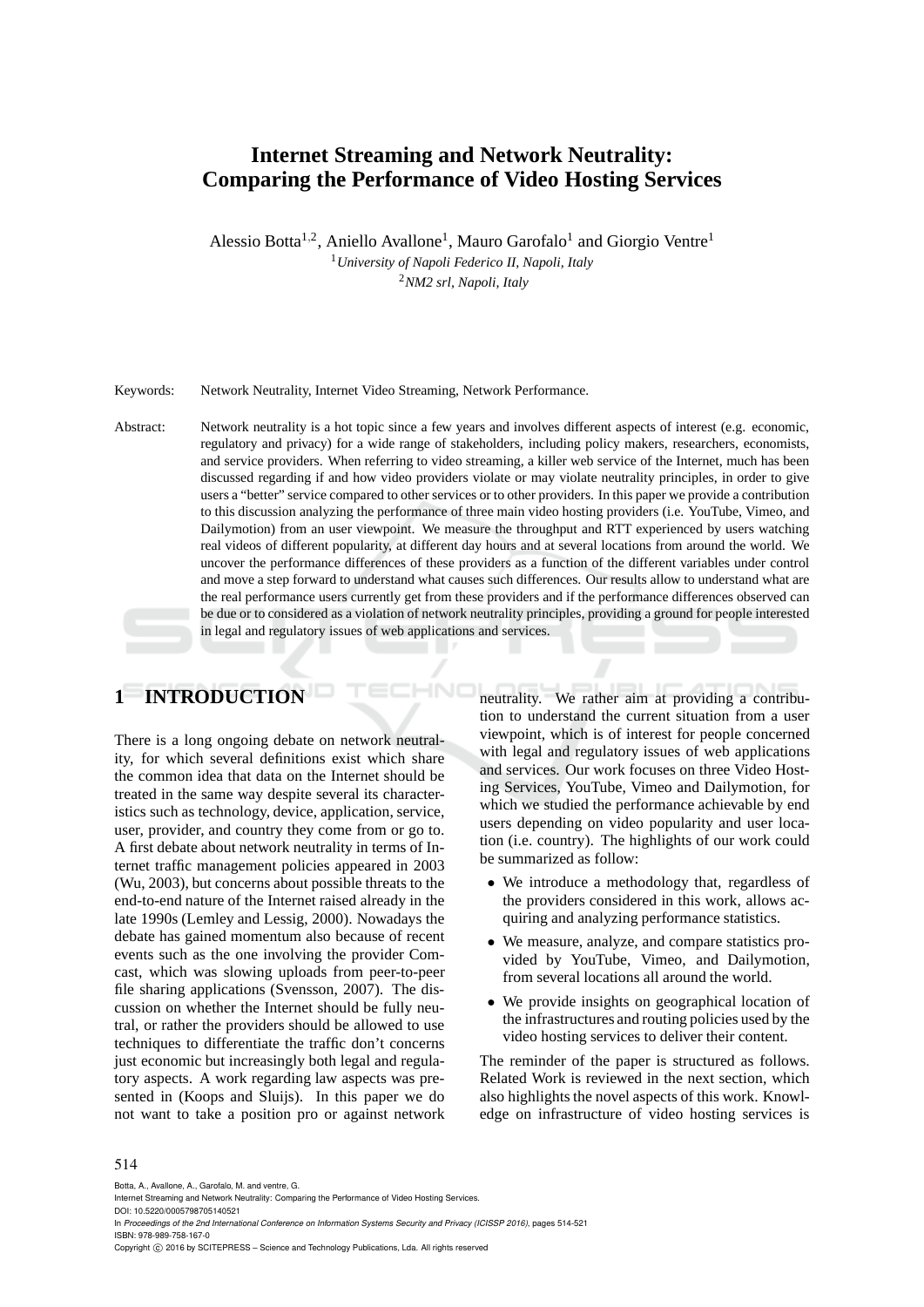# Internet Streaming and Network Neutrality: Comparing the Performance of Video Hosting Services

Alessio Botta[1,2], Aniello Avallone[1], Mauro Garofalo[1] and Giorgio Ventre[1]

[1]*University of Napoli Federico II, Napoli, Italy*

[2]*NM2 srl, Napoli, Italy*

Keywords: Network Neutrality, Internet Video Streaming, Network Performance.

Abstract: Network neutrality is a hot topic since a few years and involves different aspects of interest (e.g. economic, regulatory and privacy) for a wide range of stakeholders, including policy makers, researchers, economists, and service providers. When referring to video streaming, a killer web service of the Internet, much has been discussed regarding if and how video providers violate or may violate neutrality principles, in order to give users a "better" service compared to other services or to other providers. In this paper we provide a contribution to this discussion analyzing the performance of three main video hosting providers (i.e. YouTube, Vimeo, and Dailymotion) from an user viewpoint. We measure the throughput and RTT experienced by users watching real videos of different popularity, at different day hours and at several locations from around the world. We uncover the performance differences of these providers as a function of the different variables under control and move a step forward to understand what causes such differences. Our results allow to understand what are the real performance users currently get from these providers and if the performance differences observed can be due or to considered as a violation of network neutrality principles, providing a ground for people interested in legal and regulatory issues of web applications and services.

## 1 INTRODUCTION

There is a long ongoing debate on network neutrality, for which several definitions exist which share the common idea that data on the Internet should be treated in the same way despite several its characteristics such as technology, device, application, service, user, provider, and country they come from or go to. A first debate about network neutrality in terms of Internet traffic management policies appeared in 2003 (Wu, 2003), but concerns about possible threats to the end-to-end nature of the Internet raised already in the late 1990s (Lemley and Lessig, 2000). Nowadays the debate has gained momentum also because of recent events such as the one involving the provider Comcast, which was slowing uploads from peer-to-peer file sharing applications (Svensson, 2007). The discussion on whether the Internet should be fully neutral, or rather the providers should be allowed to use techniques to differentiate the traffic don't concerns just economic but increasingly both legal and regulatory aspects. A work regarding law aspects was presented in (Koops and Sluijs). In this paper we do not want to take a position pro or against network neutrality. We rather aim at providing a contribution to understand the current situation from a user viewpoint, which is of interest for people concerned with legal and regulatory issues of web applications and services. Our work focuses on three Video Hosting Services, YouTube, Vimeo and Dailymotion, for which we studied the performance achievable by end users depending on video popularity and user location (i.e. country). The highlights of our work could be summarized as follow:

- We introduce a methodology that, regardless of the providers considered in this work, allows acquiring and analyzing performance statistics.
- We measure, analyze, and compare statistics provided by YouTube, Vimeo, and Dailymotion, from several locations all around the world.
- We provide insights on geographical location of the infrastructures and routing policies used by the video hosting services to deliver their content.

The reminder of the paper is structured as follows. Related Work is reviewed in the next section, which also highlights the novel aspects of this work. Knowledge on infrastructure of video hosting services is

Botta, A., Avallone, A., Garofalo, M. and ventre, G.
Internet Streaming and Network Neutrality: Comparing the Performance of Video Hosting Services.
DOI: 10.5220/0005798705140521
In *Proceedings of the 2nd International Conference on Information Systems Security and Privacy (ICISSP 2016)*, pages 514-521
ISBN: 978-989-758-167-0
Copyright © 2016 by SCITEPRESS – Science and Technology Publications, Lda. All rights reserved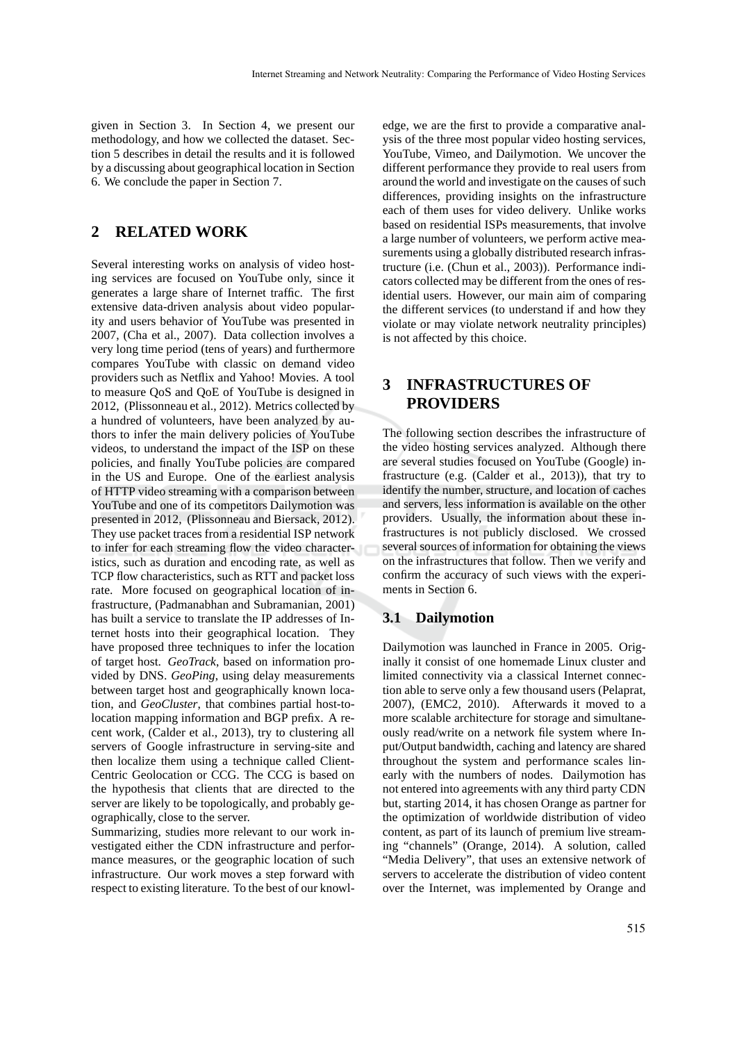given in Section 3. In Section 4, we present our methodology, and how we collected the dataset. Section 5 describes in detail the results and it is followed by a discussing about geographical location in Section 6. We conclude the paper in Section 7.

## 2 RELATED WORK

Several interesting works on analysis of video hosting services are focused on YouTube only, since it generates a large share of Internet traffic. The first extensive data-driven analysis about video popularity and users behavior of YouTube was presented in 2007, (Cha et al., 2007). Data collection involves a very long time period (tens of years) and furthermore compares YouTube with classic on demand video providers such as Netflix and Yahoo! Movies. A tool to measure QoS and QoE of YouTube is designed in 2012, (Plissonneau et al., 2012). Metrics collected by a hundred of volunteers, have been analyzed by authors to infer the main delivery policies of YouTube videos, to understand the impact of the ISP on these policies, and finally YouTube policies are compared in the US and Europe. One of the earliest analysis of HTTP video streaming with a comparison between YouTube and one of its competitors Dailymotion was presented in 2012, (Plissonneau and Biersack, 2012). They use packet traces from a residential ISP network to infer for each streaming flow the video characteristics, such as duration and encoding rate, as well as TCP flow characteristics, such as RTT and packet loss rate. More focused on geographical location of infrastructure, (Padmanabhan and Subramanian, 2001) has built a service to translate the IP addresses of Internet hosts into their geographical location. They have proposed three techniques to infer the location of target host. *GeoTrack*, based on information provided by DNS. *GeoPing*, using delay measurements between target host and geographically known location, and *GeoCluster*, that combines partial host-to-location mapping information and BGP prefix. A recent work, (Calder et al., 2013), try to clustering all servers of Google infrastructure in serving-site and then localize them using a technique called Client-Centric Geolocation or CCG. The CCG is based on the hypothesis that clients that are directed to the server are likely to be topologically, and probably geographically, close to the server.

Summarizing, studies more relevant to our work investigated either the CDN infrastructure and performance measures, or the geographic location of such infrastructure. Our work moves a step forward with respect to existing literature. To the best of our knowledge, we are the first to provide a comparative analysis of the three most popular video hosting services, YouTube, Vimeo, and Dailymotion. We uncover the different performance they provide to real users from around the world and investigate on the causes of such differences, providing insights on the infrastructure each of them uses for video delivery. Unlike works based on residential ISPs measurements, that involve a large number of volunteers, we perform active measurements using a globally distributed research infrastructure (i.e. (Chun et al., 2003)). Performance indicators collected may be different from the ones of residential users. However, our main aim of comparing the different services (to understand if and how they violate or may violate network neutrality principles) is not affected by this choice.

## 3 INFRASTRUCTURES OF PROVIDERS

The following section describes the infrastructure of the video hosting services analyzed. Although there are several studies focused on YouTube (Google) infrastructure (e.g. (Calder et al., 2013)), that try to identify the number, structure, and location of caches and servers, less information is available on the other providers. Usually, the information about these infrastructures is not publicly disclosed. We crossed several sources of information for obtaining the views on the infrastructures that follow. Then we verify and confirm the accuracy of such views with the experiments in Section 6.

### 3.1 Dailymotion

Dailymotion was launched in France in 2005. Originally it consist of one homemade Linux cluster and limited connectivity via a classical Internet connection able to serve only a few thousand users (Pelaprat, 2007), (EMC2, 2010). Afterwards it moved to a more scalable architecture for storage and simultaneously read/write on a network file system where Input/Output bandwidth, caching and latency are shared throughout the system and performance scales linearly with the numbers of nodes. Dailymotion has not entered into agreements with any third party CDN but, starting 2014, it has chosen Orange as partner for the optimization of worldwide distribution of video content, as part of its launch of premium live streaming "channels" (Orange, 2014). A solution, called "Media Delivery", that uses an extensive network of servers to accelerate the distribution of video content over the Internet, was implemented by Orange and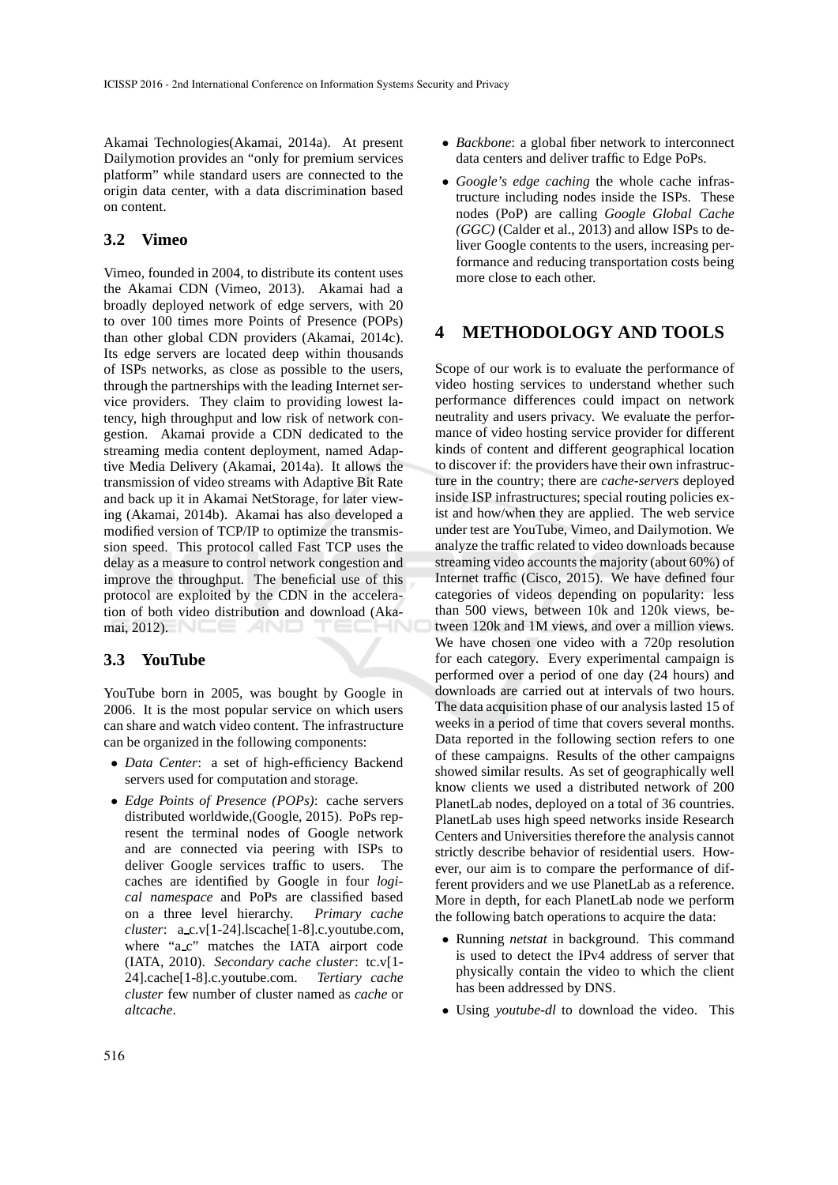Akamai Technologies(Akamai, 2014a). At present Dailymotion provides an "only for premium services platform" while standard users are connected to the origin data center, with a data discrimination based on content.

### 3.2 Vimeo

Vimeo, founded in 2004, to distribute its content uses the Akamai CDN (Vimeo, 2013). Akamai had a broadly deployed network of edge servers, with 20 to over 100 times more Points of Presence (POPs) than other global CDN providers (Akamai, 2014c). Its edge servers are located deep within thousands of ISPs networks, as close as possible to the users, through the partnerships with the leading Internet service providers. They claim to providing lowest latency, high throughput and low risk of network congestion. Akamai provide a CDN dedicated to the streaming media content deployment, named Adaptive Media Delivery (Akamai, 2014a). It allows the transmission of video streams with Adaptive Bit Rate and back up it in Akamai NetStorage, for later viewing (Akamai, 2014b). Akamai has also developed a modified version of TCP/IP to optimize the transmission speed. This protocol called Fast TCP uses the delay as a measure to control network congestion and improve the throughput. The beneficial use of this protocol are exploited by the CDN in the acceleration of both video distribution and download (Akamai, 2012).

### 3.3 YouTube

YouTube born in 2005, was bought by Google in 2006. It is the most popular service on which users can share and watch video content. The infrastructure can be organized in the following components:

- *Data Center*: a set of high-efficiency Backend servers used for computation and storage.
- *Edge Points of Presence (POPs)*: cache servers distributed worldwide,(Google, 2015). PoPs represent the terminal nodes of Google network and are connected via peering with ISPs to deliver Google services traffic to users. The caches are identified by Google in four *logical namespace* and PoPs are classified based on a three level hierarchy. *Primary cache cluster*: a_c.v[1-24].lscache[1-8].c.youtube.com, where "a_c" matches the IATA airport code (IATA, 2010). *Secondary cache cluster*: tc.v[1-24].cache[1-8].c.youtube.com. *Tertiary cache cluster* few number of cluster named as *cache* or *altcache*.
- *Backbone*: a global fiber network to interconnect data centers and deliver traffic to Edge PoPs.
- *Google's edge caching* the whole cache infrastructure including nodes inside the ISPs. These nodes (PoP) are calling *Google Global Cache (GGC)* (Calder et al., 2013) and allow ISPs to deliver Google contents to the users, increasing performance and reducing transportation costs being more close to each other.

## 4 METHODOLOGY AND TOOLS

Scope of our work is to evaluate the performance of video hosting services to understand whether such performance differences could impact on network neutrality and users privacy. We evaluate the performance of video hosting service provider for different kinds of content and different geographical location to discover if: the providers have their own infrastructure in the country; there are *cache-servers* deployed inside ISP infrastructures; special routing policies exist and how/when they are applied. The web service under test are YouTube, Vimeo, and Dailymotion. We analyze the traffic related to video downloads because streaming video accounts the majority (about 60%) of Internet traffic (Cisco, 2015). We have defined four categories of videos depending on popularity: less than 500 views, between 10k and 120k views, between 120k and 1M views, and over a million views. We have chosen one video with a 720p resolution for each category. Every experimental campaign is performed over a period of one day (24 hours) and downloads are carried out at intervals of two hours. The data acquisition phase of our analysis lasted 15 of weeks in a period of time that covers several months. Data reported in the following section refers to one of these campaigns. Results of the other campaigns showed similar results. As set of geographically well know clients we used a distributed network of 200 PlanetLab nodes, deployed on a total of 36 countries. PlanetLab uses high speed networks inside Research Centers and Universities therefore the analysis cannot strictly describe behavior of residential users. However, our aim is to compare the performance of different providers and we use PlanetLab as a reference. More in depth, for each PlanetLab node we perform the following batch operations to acquire the data:

- Running *netstat* in background. This command is used to detect the IPv4 address of server that physically contain the video to which the client has been addressed by DNS.
- Using *youtube-dl* to download the video. This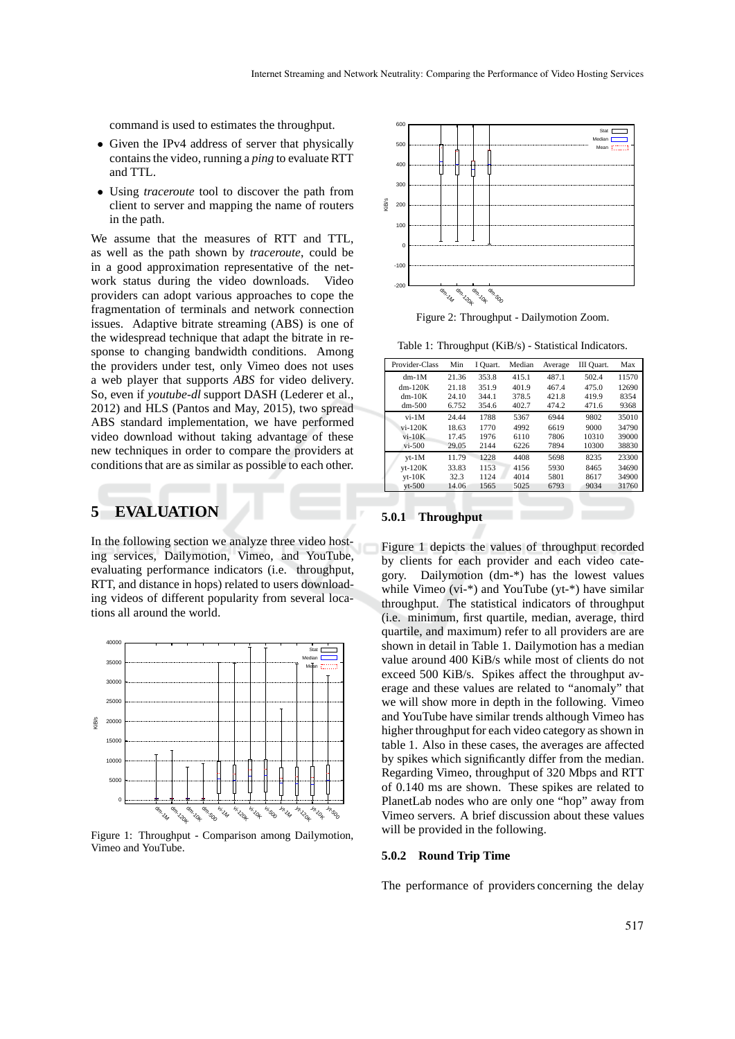command is used to estimates the throughput.

- Given the IPv4 address of server that physically contains the video, running a *ping* to evaluate RTT and TTL.
- Using *traceroute* tool to discover the path from client to server and mapping the name of routers in the path.

We assume that the measures of RTT and TTL, as well as the path shown by *traceroute*, could be in a good approximation representative of the network status during the video downloads. Video providers can adopt various approaches to cope the fragmentation of terminals and network connection issues. Adaptive bitrate streaming (ABS) is one of the widespread technique that adapt the bitrate in response to changing bandwidth conditions. Among the providers under test, only Vimeo does not uses a web player that supports *ABS* for video delivery. So, even if *youtube-dl* support DASH (Lederer et al., 2012) and HLS (Pantos and May, 2015), two spread ABS standard implementation, we have performed video download without taking advantage of these new techniques in order to compare the providers at conditions that are as similar as possible to each other.

# 5 EVALUATION

In the following section we analyze three video hosting services, Dailymotion, Vimeo, and YouTube, evaluating performance indicators (i.e. throughput, RTT, and distance in hops) related to users downloading videos of different popularity from several locations all around the world.

Figure 1: Throughput - Comparison among Dailymotion, Vimeo and YouTube.

Figure 2: Throughput - Dailymotion Zoom.

Table 1: Throughput (KiB/s) - Statistical Indicators.

| Provider-Class | Min | I Quart. | Median | Average | III Quart. | Max |
|---|---|---|---|---|---|---|
| dm-1M | 21.36 | 353.8 | 415.1 | 487.1 | 502.4 | 11570 |
| dm-120K | 21.18 | 351.9 | 401.9 | 467.4 | 475.0 | 12690 |
| dm-10K | 24.10 | 344.1 | 378.5 | 421.8 | 419.9 | 8354 |
| dm-500 | 6.752 | 354.6 | 402.7 | 474.2 | 471.6 | 9368 |
| vi-1M | 24.44 | 1788 | 5367 | 6944 | 9802 | 35010 |
| vi-120K | 18.63 | 1770 | 4992 | 6619 | 9000 | 34790 |
| vi-10K | 17.45 | 1976 | 6110 | 7806 | 10310 | 39000 |
| vi-500 | 29.05 | 2144 | 6226 | 7894 | 10300 | 38830 |
| yt-1M | 11.79 | 1228 | 4408 | 5698 | 8235 | 23300 |
| yt-120K | 33.83 | 1153 | 4156 | 5930 | 8465 | 34690 |
| yt-10K | 32.3 | 1124 | 4014 | 5801 | 8617 | 34900 |
| yt-500 | 14.06 | 1565 | 5025 | 6793 | 9034 | 31760 |

### 5.0.1 Throughput

Figure 1 depicts the values of throughput recorded by clients for each provider and each video category. Dailymotion (dm-*) has the lowest values while Vimeo (vi-*) and YouTube (yt-*) have similar throughput. The statistical indicators of throughput (i.e. minimum, first quartile, median, average, third quartile, and maximum) refer to all providers are are shown in detail in Table 1. Dailymotion has a median value around 400 KiB/s while most of clients do not exceed 500 KiB/s. Spikes affect the throughput average and these values are related to "anomaly" that we will show more in depth in the following. Vimeo and YouTube have similar trends although Vimeo has higher throughput for each video category as shown in table 1. Also in these cases, the averages are affected by spikes which significantly differ from the median. Regarding Vimeo, throughput of 320 Mbps and RTT of 0.140 ms are shown. These spikes are related to PlanetLab nodes who are only one "hop" away from Vimeo servers. A brief discussion about these values will be provided in the following.

### 5.0.2 Round Trip Time

The performance of providers concerning the delay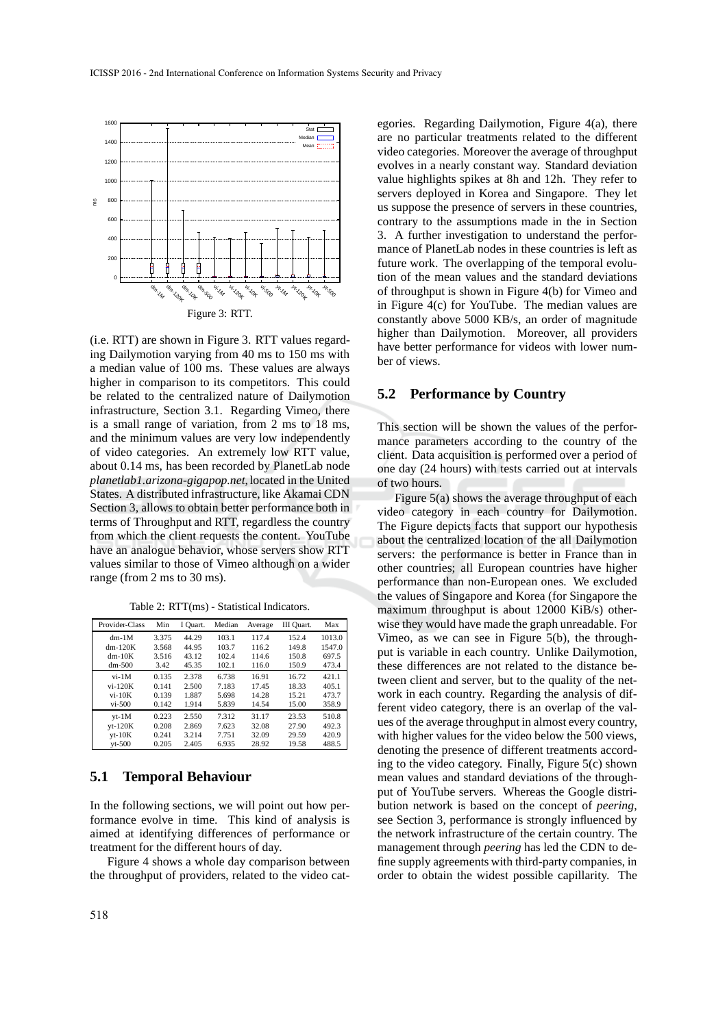Figure 3: RTT.

(i.e. RTT) are shown in Figure 3. RTT values regarding Dailymotion varying from 40 ms to 150 ms with a median value of 100 ms. These values are always higher in comparison to its competitors. This could be related to the centralized nature of Dailymotion infrastructure, Section 3.1. Regarding Vimeo, there is a small range of variation, from 2 ms to 18 ms, and the minimum values are very low independently of video categories. An extremely low RTT value, about 0.14 ms, has been recorded by PlanetLab node *planetlab1.arizona-gigapop.net*, located in the United States. A distributed infrastructure, like Akamai CDN Section 3, allows to obtain better performance both in terms of Throughput and RTT, regardless the country from which the client requests the content. YouTube have an analogue behavior, whose servers show RTT values similar to those of Vimeo although on a wider range (from 2 ms to 30 ms).

Table 2: RTT(ms) - Statistical Indicators.

| Provider-Class | Min | I Quart. | Median | Average | III Quart. | Max |
|---|---|---|---|---|---|---|
| dm-1M | 3.375 | 44.29 | 103.1 | 117.4 | 152.4 | 1013.0 |
| dm-120K | 3.568 | 44.95 | 103.7 | 116.2 | 149.8 | 1547.0 |
| dm-10K | 3.516 | 43.12 | 102.4 | 114.6 | 150.8 | 697.5 |
| dm-500 | 3.42 | 45.35 | 102.1 | 116.0 | 150.9 | 473.4 |
| vi-1M | 0.135 | 2.378 | 6.738 | 16.91 | 16.72 | 421.1 |
| vi-120K | 0.141 | 2.500 | 7.183 | 17.45 | 18.33 | 405.1 |
| vi-10K | 0.139 | 1.887 | 5.698 | 14.28 | 15.21 | 473.7 |
| vi-500 | 0.142 | 1.914 | 5.839 | 14.54 | 15.00 | 358.9 |
| yt-1M | 0.223 | 2.550 | 7.312 | 31.17 | 23.53 | 510.8 |
| yt-120K | 0.208 | 2.869 | 7.623 | 32.08 | 27.90 | 492.3 |
| yt-10K | 0.241 | 3.214 | 7.751 | 32.09 | 29.59 | 420.9 |
| yt-500 | 0.205 | 2.405 | 6.935 | 28.92 | 19.58 | 488.5 |

## 5.1 Temporal Behaviour

In the following sections, we will point out how performance evolve in time. This kind of analysis is aimed at identifying differences of performance or treatment for the different hours of day.

Figure 4 shows a whole day comparison between the throughput of providers, related to the video categories. Regarding Dailymotion, Figure 4(a), there are no particular treatments related to the different video categories. Moreover the average of throughput evolves in a nearly constant way. Standard deviation value highlights spikes at 8h and 12h. They refer to servers deployed in Korea and Singapore. They let us suppose the presence of servers in these countries, contrary to the assumptions made in the in Section 3. A further investigation to understand the performance of PlanetLab nodes in these countries is left as future work. The overlapping of the temporal evolution of the mean values and the standard deviations of throughput is shown in Figure 4(b) for Vimeo and in Figure 4(c) for YouTube. The median values are constantly above 5000 KB/s, an order of magnitude higher than Dailymotion. Moreover, all providers have better performance for videos with lower number of views.

## 5.2 Performance by Country

This section will be shown the values of the performance parameters according to the country of the client. Data acquisition is performed over a period of one day (24 hours) with tests carried out at intervals of two hours.

Figure 5(a) shows the average throughput of each video category in each country for Dailymotion. The Figure depicts facts that support our hypothesis about the centralized location of the all Dailymotion servers: the performance is better in France than in other countries; all European countries have higher performance than non-European ones. We excluded the values of Singapore and Korea (for Singapore the maximum throughput is about 12000 KiB/s) otherwise they would have made the graph unreadable. For Vimeo, as we can see in Figure 5(b), the throughput is variable in each country. Unlike Dailymotion, these differences are not related to the distance between client and server, but to the quality of the network in each country. Regarding the analysis of different video category, there is an overlap of the values of the average throughput in almost every country, with higher values for the video below the 500 views, denoting the presence of different treatments according to the video category. Finally, Figure 5(c) shown mean values and standard deviations of the throughput of YouTube servers. Whereas the Google distribution network is based on the concept of *peering*, see Section 3, performance is strongly influenced by the network infrastructure of the certain country. The management through *peering* has led the CDN to define supply agreements with third-party companies, in order to obtain the widest possible capillarity. The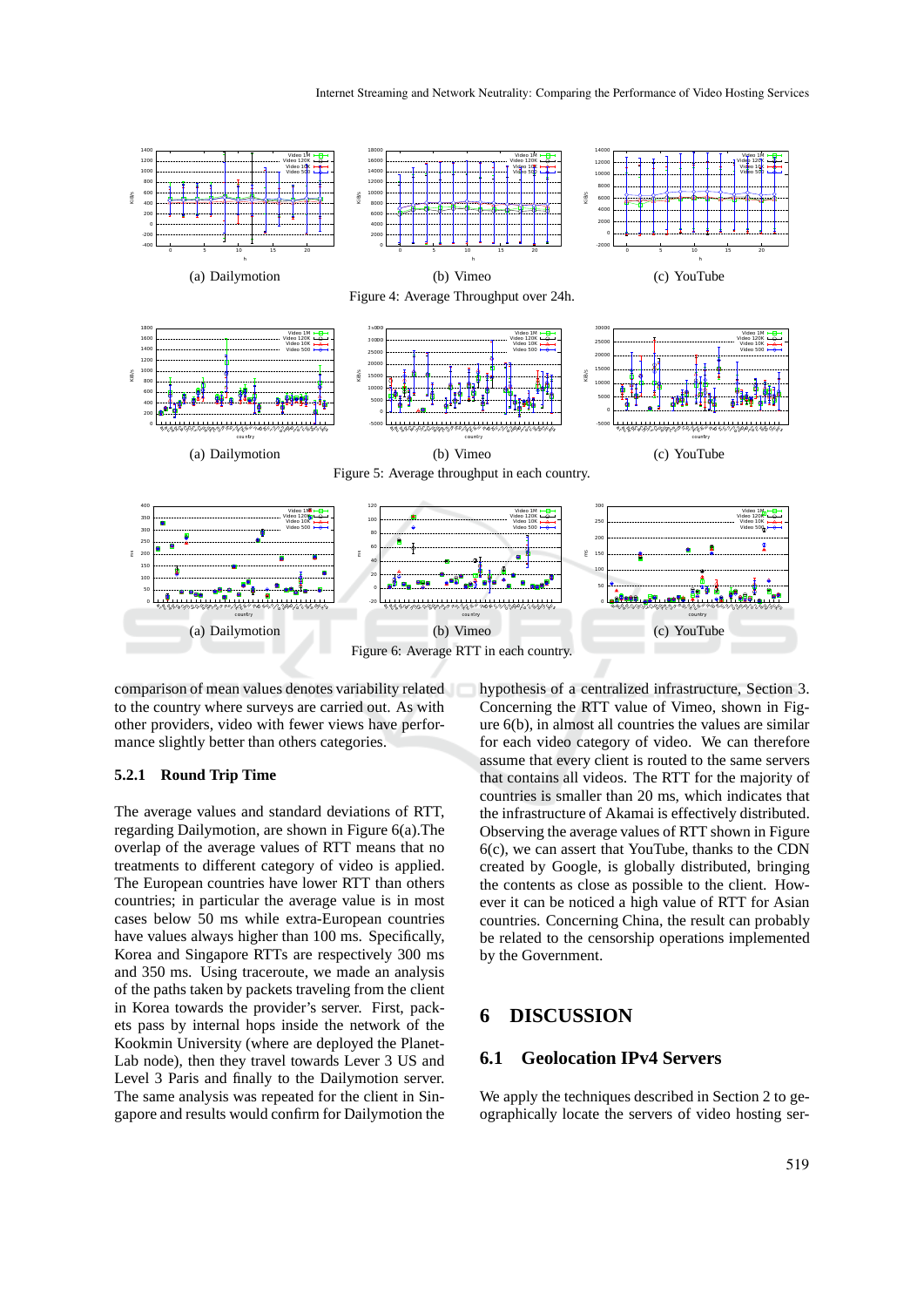(a) Dailymotion (b) Vimeo (c) YouTube

Figure 4: Average Throughput over 24h.

(a) Dailymotion (b) Vimeo (c) YouTube

Figure 5: Average throughput in each country.

(a) Dailymotion (b) Vimeo (c) YouTube

Figure 6: Average RTT in each country.

comparison of mean values denotes variability related to the country where surveys are carried out. As with other providers, video with fewer views have performance slightly better than others categories.

### 5.2.1 Round Trip Time

The average values and standard deviations of RTT, regarding Dailymotion, are shown in Figure 6(a).The overlap of the average values of RTT means that no treatments to different category of video is applied. The European countries have lower RTT than others countries; in particular the average value is in most cases below 50 ms while extra-European countries have values always higher than 100 ms. Specifically, Korea and Singapore RTTs are respectively 300 ms and 350 ms. Using traceroute, we made an analysis of the paths taken by packets traveling from the client in Korea towards the provider's server. First, packets pass by internal hops inside the network of the Kookmin University (where are deployed the PlanetLab node), then they travel towards Lever 3 US and Level 3 Paris and finally to the Dailymotion server. The same analysis was repeated for the client in Singapore and results would confirm for Dailymotion the hypothesis of a centralized infrastructure, Section 3. Concerning the RTT value of Vimeo, shown in Figure 6(b), in almost all countries the values are similar for each video category of video. We can therefore assume that every client is routed to the same servers that contains all videos. The RTT for the majority of countries is smaller than 20 ms, which indicates that the infrastructure of Akamai is effectively distributed. Observing the average values of RTT shown in Figure 6(c), we can assert that YouTube, thanks to the CDN created by Google, is globally distributed, bringing the contents as close as possible to the client. However it can be noticed a high value of RTT for Asian countries. Concerning China, the result can probably be related to the censorship operations implemented by the Government.

# 6 DISCUSSION

## 6.1 Geolocation IPv4 Servers

We apply the techniques described in Section 2 to geographically locate the servers of video hosting ser-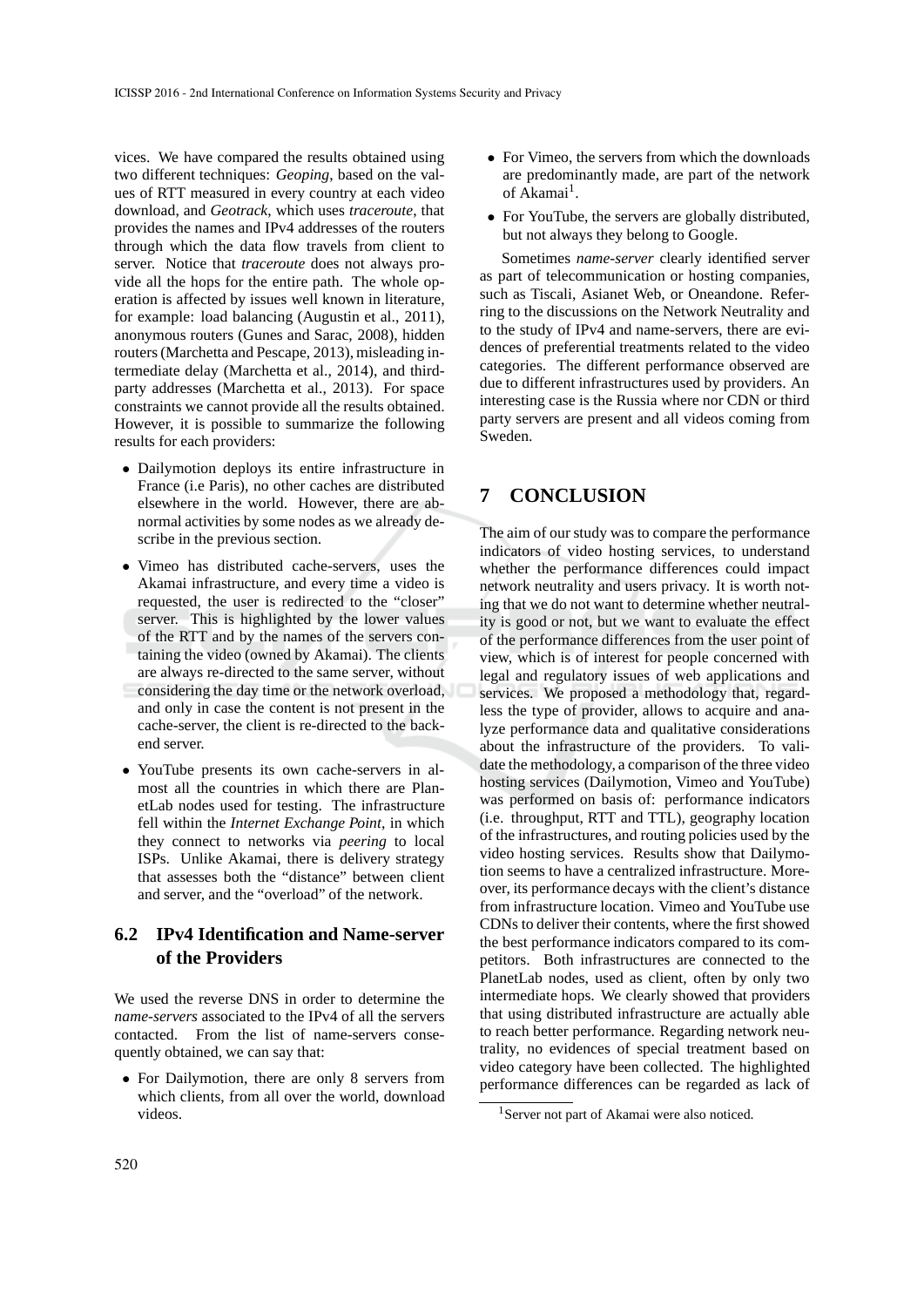vices. We have compared the results obtained using two different techniques: *Geoping*, based on the values of RTT measured in every country at each video download, and *Geotrack*, which uses *traceroute*, that provides the names and IPv4 addresses of the routers through which the data flow travels from client to server. Notice that *traceroute* does not always provide all the hops for the entire path. The whole operation is affected by issues well known in literature, for example: load balancing (Augustin et al., 2011), anonymous routers (Gunes and Sarac, 2008), hidden routers (Marchetta and Pescape, 2013), misleading intermediate delay (Marchetta et al., 2014), and third-party addresses (Marchetta et al., 2013). For space constraints we cannot provide all the results obtained. However, it is possible to summarize the following results for each providers:

- Dailymotion deploys its entire infrastructure in France (i.e Paris), no other caches are distributed elsewhere in the world. However, there are abnormal activities by some nodes as we already describe in the previous section.
- Vimeo has distributed cache-servers, uses the Akamai infrastructure, and every time a video is requested, the user is redirected to the "closer" server. This is highlighted by the lower values of the RTT and by the names of the servers containing the video (owned by Akamai). The clients are always re-directed to the same server, without considering the day time or the network overload, and only in case the content is not present in the cache-server, the client is re-directed to the back-end server.
- YouTube presents its own cache-servers in almost all the countries in which there are PlanetLab nodes used for testing. The infrastructure fell within the *Internet Exchange Point*, in which they connect to networks via *peering* to local ISPs. Unlike Akamai, there is delivery strategy that assesses both the "distance" between client and server, and the "overload" of the network.

### 6.2 IPv4 Identification and Name-server of the Providers

We used the reverse DNS in order to determine the *name-servers* associated to the IPv4 of all the servers contacted. From the list of name-servers consequently obtained, we can say that:

- For Dailymotion, there are only 8 servers from which clients, from all over the world, download videos.
- For Vimeo, the servers from which the downloads are predominantly made, are part of the network of Akamai[1].
- For YouTube, the servers are globally distributed, but not always they belong to Google.

Sometimes *name-server* clearly identified server as part of telecommunication or hosting companies, such as Tiscali, Asianet Web, or Oneandone. Referring to the discussions on the Network Neutrality and to the study of IPv4 and name-servers, there are evidences of preferential treatments related to the video categories. The different performance observed are due to different infrastructures used by providers. An interesting case is the Russia where nor CDN or third party servers are present and all videos coming from Sweden.

## 7 CONCLUSION

The aim of our study was to compare the performance indicators of video hosting services, to understand whether the performance differences could impact network neutrality and users privacy. It is worth noting that we do not want to determine whether neutrality is good or not, but we want to evaluate the effect of the performance differences from the user point of view, which is of interest for people concerned with legal and regulatory issues of web applications and services. We proposed a methodology that, regardless the type of provider, allows to acquire and analyze performance data and qualitative considerations about the infrastructure of the providers. To validate the methodology, a comparison of the three video hosting services (Dailymotion, Vimeo and YouTube) was performed on basis of: performance indicators (i.e. throughput, RTT and TTL), geography location of the infrastructures, and routing policies used by the video hosting services. Results show that Dailymotion seems to have a centralized infrastructure. Moreover, its performance decays with the client's distance from infrastructure location. Vimeo and YouTube use CDNs to deliver their contents, where the first showed the best performance indicators compared to its competitors. Both infrastructures are connected to the PlanetLab nodes, used as client, often by only two intermediate hops. We clearly showed that providers that using distributed infrastructure are actually able to reach better performance. Regarding network neutrality, no evidences of special treatment based on video category have been collected. The highlighted performance differences can be regarded as lack of

[1] Server not part of Akamai were also noticed.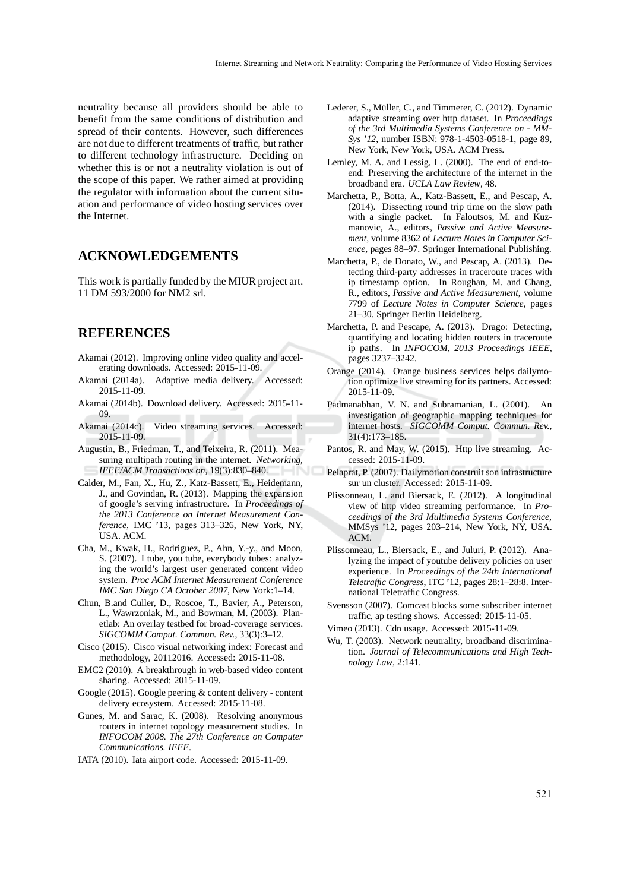neutrality because all providers should be able to benefit from the same conditions of distribution and spread of their contents. However, such differences are not due to different treatments of traffic, but rather to different technology infrastructure. Deciding on whether this is or not a neutrality violation is out of the scope of this paper. We rather aimed at providing the regulator with information about the current situation and performance of video hosting services over the Internet.

## ACKNOWLEDGEMENTS

This work is partially funded by the MIUR project art. 11 DM 593/2000 for NM2 srl.

## REFERENCES

Akamai (2012). Improving online video quality and accelerating downloads. Accessed: 2015-11-09.

Akamai (2014a). Adaptive media delivery. Accessed: 2015-11-09.

Akamai (2014b). Download delivery. Accessed: 2015-11-09.

Akamai (2014c). Video streaming services. Accessed: 2015-11-09.

Augustin, B., Friedman, T., and Teixeira, R. (2011). Measuring multipath routing in the internet. *Networking, IEEE/ACM Transactions on*, 19(3):830–840.

Calder, M., Fan, X., Hu, Z., Katz-Bassett, E., Heidemann, J., and Govindan, R. (2013). Mapping the expansion of google's serving infrastructure. In *Proceedings of the 2013 Conference on Internet Measurement Conference*, IMC '13, pages 313–326, New York, NY, USA. ACM.

Cha, M., Kwak, H., Rodriguez, P., Ahn, Y.-y., and Moon, S. (2007). I tube, you tube, everybody tubes: analyzing the world's largest user generated content video system. *Proc ACM Internet Measurement Conference IMC San Diego CA October 2007*, New York:1–14.

Chun, B.and Culler, D., Roscoe, T., Bavier, A., Peterson, L., Wawrzoniak, M., and Bowman, M. (2003). Planetlab: An overlay testbed for broad-coverage services. *SIGCOMM Comput. Commun. Rev.*, 33(3):3–12.

Cisco (2015). Cisco visual networking index: Forecast and methodology, 20112016. Accessed: 2015-11-08.

EMC2 (2010). A breakthrough in web-based video content sharing. Accessed: 2015-11-09.

Google (2015). Google peering & content delivery - content delivery ecosystem. Accessed: 2015-11-08.

Gunes, M. and Sarac, K. (2008). Resolving anonymous routers in internet topology measurement studies. In *INFOCOM 2008. The 27th Conference on Computer Communications. IEEE*.

IATA (2010). Iata airport code. Accessed: 2015-11-09.

Lederer, S., Müller, C., and Timmerer, C. (2012). Dynamic adaptive streaming over http dataset. In *Proceedings of the 3rd Multimedia Systems Conference on - MM-Sys '12*, number ISBN: 978-1-4503-0518-1, page 89, New York, New York, USA. ACM Press.

Lemley, M. A. and Lessig, L. (2000). The end of end-to-end: Preserving the architecture of the internet in the broadband era. *UCLA Law Review*, 48.

Marchetta, P., Botta, A., Katz-Bassett, E., and Pescap, A. (2014). Dissecting round trip time on the slow path with a single packet. In Faloutsos, M. and Kuzmanovic, A., editors, *Passive and Active Measurement*, volume 8362 of *Lecture Notes in Computer Science*, pages 88–97. Springer International Publishing.

Marchetta, P., de Donato, W., and Pescap, A. (2013). Detecting third-party addresses in traceroute traces with ip timestamp option. In Roughan, M. and Chang, R., editors, *Passive and Active Measurement*, volume 7799 of *Lecture Notes in Computer Science*, pages 21–30. Springer Berlin Heidelberg.

Marchetta, P. and Pescape, A. (2013). Drago: Detecting, quantifying and locating hidden routers in traceroute ip paths. In *INFOCOM, 2013 Proceedings IEEE*, pages 3237–3242.

Orange (2014). Orange business services helps dailymotion optimize live streaming for its partners. Accessed: 2015-11-09.

Padmanabhan, V. N. and Subramanian, L. (2001). An investigation of geographic mapping techniques for internet hosts. *SIGCOMM Comput. Commun. Rev.*, 31(4):173–185.

Pantos, R. and May, W. (2015). Http live streaming. Accessed: 2015-11-09.

Pelaprat, P. (2007). Dailymotion construit son infrastructure sur un cluster. Accessed: 2015-11-09.

Plissonneau, L. and Biersack, E. (2012). A longitudinal view of http video streaming performance. In *Proceedings of the 3rd Multimedia Systems Conference*, MMSys '12, pages 203–214, New York, NY, USA. ACM.

Plissonneau, L., Biersack, E., and Juluri, P. (2012). Analyzing the impact of youtube delivery policies on user experience. In *Proceedings of the 24th International Teletraffic Congress*, ITC '12, pages 28:1–28:8. International Teletraffic Congress.

Svensson (2007). Comcast blocks some subscriber internet traffic, ap testing shows. Accessed: 2015-11-05.

Vimeo (2013). Cdn usage. Accessed: 2015-11-09.

Wu, T. (2003). Network neutrality, broadband discrimination. *Journal of Telecommunications and High Technology Law*, 2:141.